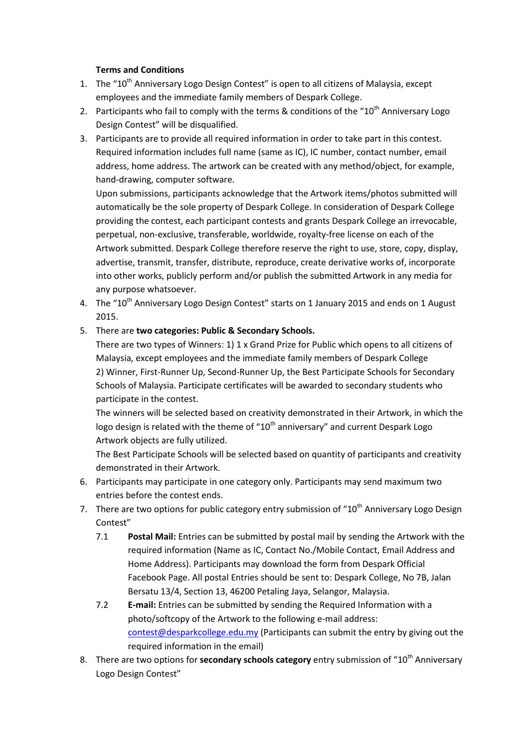**Terms and Conditions**

1. The "10th Anniversary Logo Design Contest" is open to all citizens of Malaysia, except employees and the immediate family members of Despark College.
2. Participants who fail to comply with the terms & conditions of the "10th Anniversary Logo Design Contest" will be disqualified.
3. Participants are to provide all required information in order to take part in this contest. Required information includes full name (same as IC), IC number, contact number, email address, home address. The artwork can be created with any method/object, for example, hand-drawing, computer software.

   Upon submissions, participants acknowledge that the Artwork items/photos submitted will automatically be the sole property of Despark College. In consideration of Despark College providing the contest, each participant contests and grants Despark College an irrevocable, perpetual, non-exclusive, transferable, worldwide, royalty-free license on each of the Artwork submitted. Despark College therefore reserve the right to use, store, copy, display, advertise, transmit, transfer, distribute, reproduce, create derivative works of, incorporate into other works, publicly perform and/or publish the submitted Artwork in any media for any purpose whatsoever.
4. The "10th Anniversary Logo Design Contest" starts on 1 January 2015 and ends on 1 August 2015.
5. There are **two categories: Public & Secondary Schools.**

   There are two types of Winners: 1) 1 x Grand Prize for Public which opens to all citizens of Malaysia, except employees and the immediate family members of Despark College
   2) Winner, First-Runner Up, Second-Runner Up, the Best Participate Schools for Secondary Schools of Malaysia. Participate certificates will be awarded to secondary students who participate in the contest.

   The winners will be selected based on creativity demonstrated in their Artwork, in which the logo design is related with the theme of "10th anniversary" and current Despark Logo Artwork objects are fully utilized.

   The Best Participate Schools will be selected based on quantity of participants and creativity demonstrated in their Artwork.
6. Participants may participate in one category only. Participants may send maximum two entries before the contest ends.
7. There are two options for public category entry submission of "10th Anniversary Logo Design Contest"
   - 7.1 **Postal Mail:** Entries can be submitted by postal mail by sending the Artwork with the required information (Name as IC, Contact No./Mobile Contact, Email Address and Home Address). Participants may download the form from Despark Official Facebook Page. All postal Entries should be sent to: Despark College, No 7B, Jalan Bersatu 13/4, Section 13, 46200 Petaling Jaya, Selangor, Malaysia.
   - 7.2 **E-mail:** Entries can be submitted by sending the Required Information with a photo/softcopy of the Artwork to the following e-mail address: contest@desparkcollege.edu.my (Participants can submit the entry by giving out the required information in the email)
8. There are two options for **secondary schools category** entry submission of "10th Anniversary Logo Design Contest"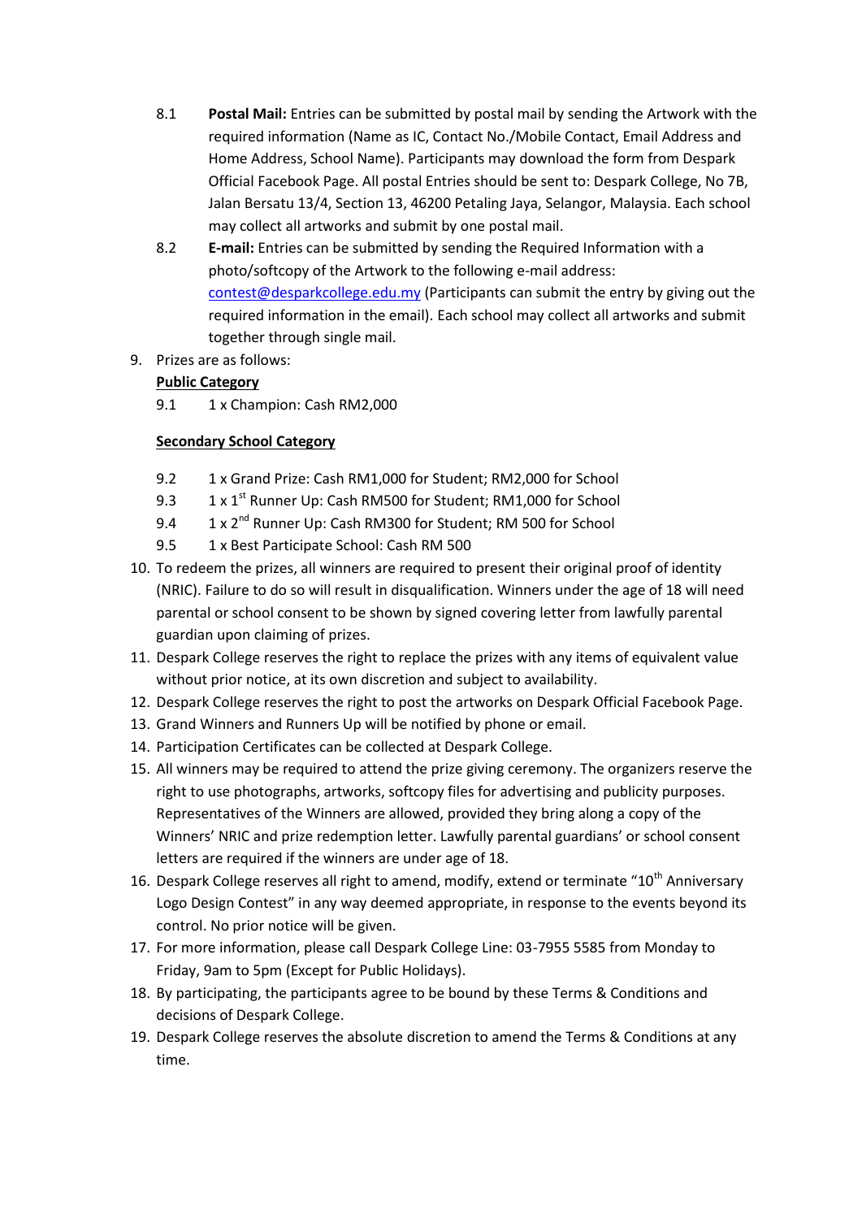8.1 **Postal Mail:** Entries can be submitted by postal mail by sending the Artwork with the required information (Name as IC, Contact No./Mobile Contact, Email Address and Home Address, School Name). Participants may download the form from Despark Official Facebook Page. All postal Entries should be sent to: Despark College, No 7B, Jalan Bersatu 13/4, Section 13, 46200 Petaling Jaya, Selangor, Malaysia. Each school may collect all artworks and submit by one postal mail.

8.2 **E-mail:** Entries can be submitted by sending the Required Information with a photo/softcopy of the Artwork to the following e-mail address: contest@desparkcollege.edu.my (Participants can submit the entry by giving out the required information in the email). Each school may collect all artworks and submit together through single mail.

9. Prizes are as follows:

   **Public Category**

   9.1 1 x Champion: Cash RM2,000

   **Secondary School Category**

   9.2 1 x Grand Prize: Cash RM1,000 for Student; RM2,000 for School

   9.3 1 x 1st Runner Up: Cash RM500 for Student; RM1,000 for School

   9.4 1 x 2nd Runner Up: Cash RM300 for Student; RM 500 for School

   9.5 1 x Best Participate School: Cash RM 500

10. To redeem the prizes, all winners are required to present their original proof of identity (NRIC). Failure to do so will result in disqualification. Winners under the age of 18 will need parental or school consent to be shown by signed covering letter from lawfully parental guardian upon claiming of prizes.
11. Despark College reserves the right to replace the prizes with any items of equivalent value without prior notice, at its own discretion and subject to availability.
12. Despark College reserves the right to post the artworks on Despark Official Facebook Page.
13. Grand Winners and Runners Up will be notified by phone or email.
14. Participation Certificates can be collected at Despark College.
15. All winners may be required to attend the prize giving ceremony. The organizers reserve the right to use photographs, artworks, softcopy files for advertising and publicity purposes. Representatives of the Winners are allowed, provided they bring along a copy of the Winners' NRIC and prize redemption letter. Lawfully parental guardians' or school consent letters are required if the winners are under age of 18.
16. Despark College reserves all right to amend, modify, extend or terminate "10th Anniversary Logo Design Contest" in any way deemed appropriate, in response to the events beyond its control. No prior notice will be given.
17. For more information, please call Despark College Line: 03-7955 5585 from Monday to Friday, 9am to 5pm (Except for Public Holidays).
18. By participating, the participants agree to be bound by these Terms & Conditions and decisions of Despark College.
19. Despark College reserves the absolute discretion to amend the Terms & Conditions at any time.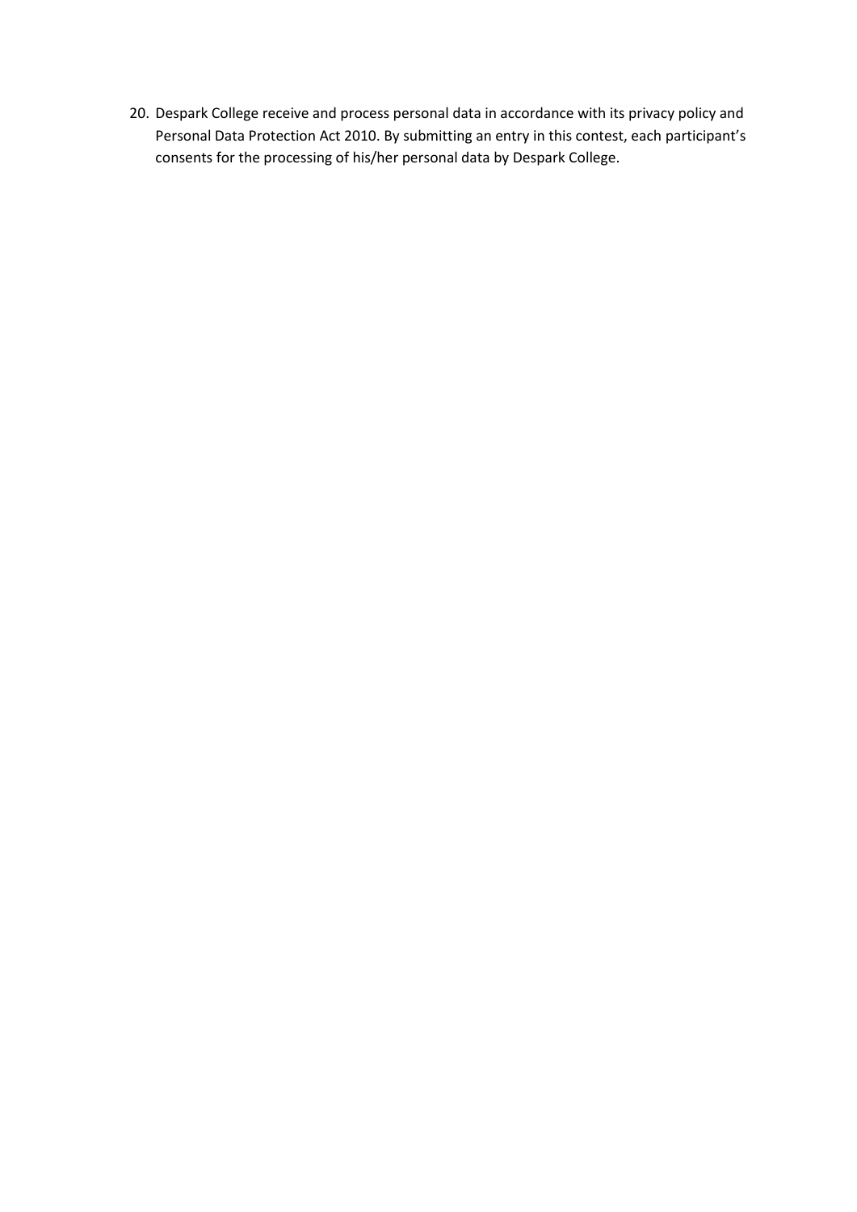20. Despark College receive and process personal data in accordance with its privacy policy and Personal Data Protection Act 2010. By submitting an entry in this contest, each participant's consents for the processing of his/her personal data by Despark College.